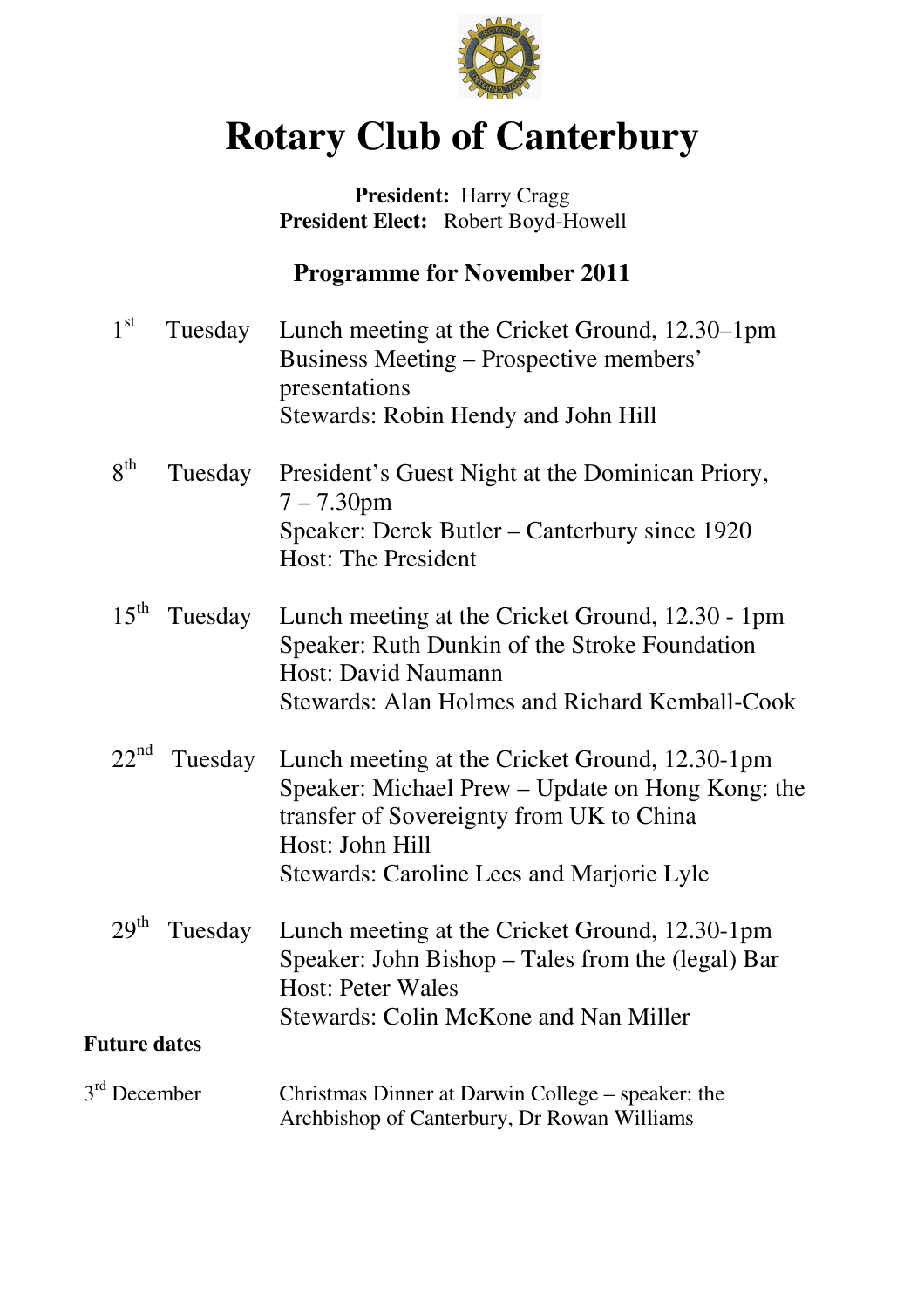# Rotary Club of Canterbury

**President:** Harry Cragg
**President Elect:** Robert Boyd-Howell

## Programme for November 2011

| | | |
|---|---|---|
| 1st | Tuesday | Lunch meeting at the Cricket Ground, 12.30–1pm<br>Business Meeting – Prospective members' presentations<br>Stewards: Robin Hendy and John Hill |
| 8th | Tuesday | President's Guest Night at the Dominican Priory, 7 – 7.30pm<br>Speaker: Derek Butler – Canterbury since 1920<br>Host: The President |
| 15th | Tuesday | Lunch meeting at the Cricket Ground, 12.30 - 1pm<br>Speaker: Ruth Dunkin of the Stroke Foundation<br>Host: David Naumann<br>Stewards: Alan Holmes and Richard Kemball-Cook |
| 22nd | Tuesday | Lunch meeting at the Cricket Ground, 12.30-1pm<br>Speaker: Michael Prew – Update on Hong Kong: the transfer of Sovereignty from UK to China<br>Host: John Hill<br>Stewards: Caroline Lees and Marjorie Lyle |
| 29th | Tuesday | Lunch meeting at the Cricket Ground, 12.30-1pm<br>Speaker: John Bishop – Tales from the (legal) Bar<br>Host: Peter Wales<br>Stewards: Colin McKone and Nan Miller |

**Future dates**

3rd December — Christmas Dinner at Darwin College – speaker: the Archbishop of Canterbury, Dr Rowan Williams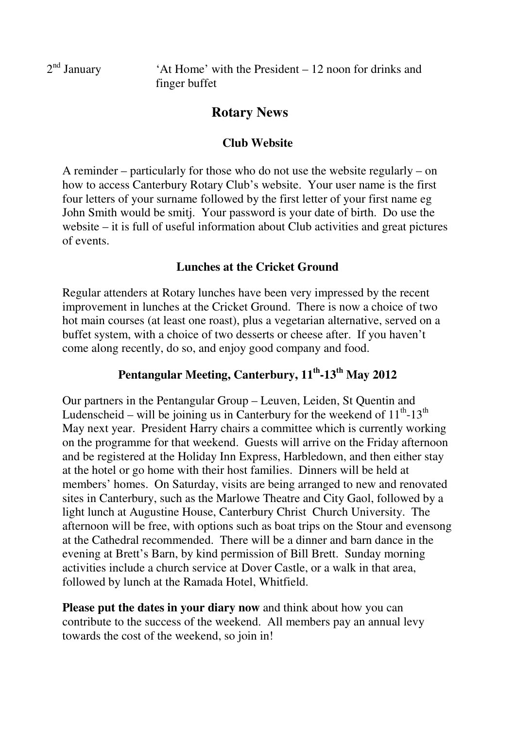2nd January 'At Home' with the President – 12 noon for drinks and finger buffet

## Rotary News

### Club Website

A reminder – particularly for those who do not use the website regularly – on how to access Canterbury Rotary Club's website. Your user name is the first four letters of your surname followed by the first letter of your first name eg John Smith would be smitj. Your password is your date of birth. Do use the website – it is full of useful information about Club activities and great pictures of events.

### Lunches at the Cricket Ground

Regular attenders at Rotary lunches have been very impressed by the recent improvement in lunches at the Cricket Ground. There is now a choice of two hot main courses (at least one roast), plus a vegetarian alternative, served on a buffet system, with a choice of two desserts or cheese after. If you haven't come along recently, do so, and enjoy good company and food.

### Pentangular Meeting, Canterbury, 11th-13th May 2012

Our partners in the Pentangular Group – Leuven, Leiden, St Quentin and Ludenscheid – will be joining us in Canterbury for the weekend of 11th-13th May next year. President Harry chairs a committee which is currently working on the programme for that weekend. Guests will arrive on the Friday afternoon and be registered at the Holiday Inn Express, Harbledown, and then either stay at the hotel or go home with their host families. Dinners will be held at members' homes. On Saturday, visits are being arranged to new and renovated sites in Canterbury, such as the Marlowe Theatre and City Gaol, followed by a light lunch at Augustine House, Canterbury Christ Church University. The afternoon will be free, with options such as boat trips on the Stour and evensong at the Cathedral recommended. There will be a dinner and barn dance in the evening at Brett's Barn, by kind permission of Bill Brett. Sunday morning activities include a church service at Dover Castle, or a walk in that area, followed by lunch at the Ramada Hotel, Whitfield.

**Please put the dates in your diary now** and think about how you can contribute to the success of the weekend. All members pay an annual levy towards the cost of the weekend, so join in!